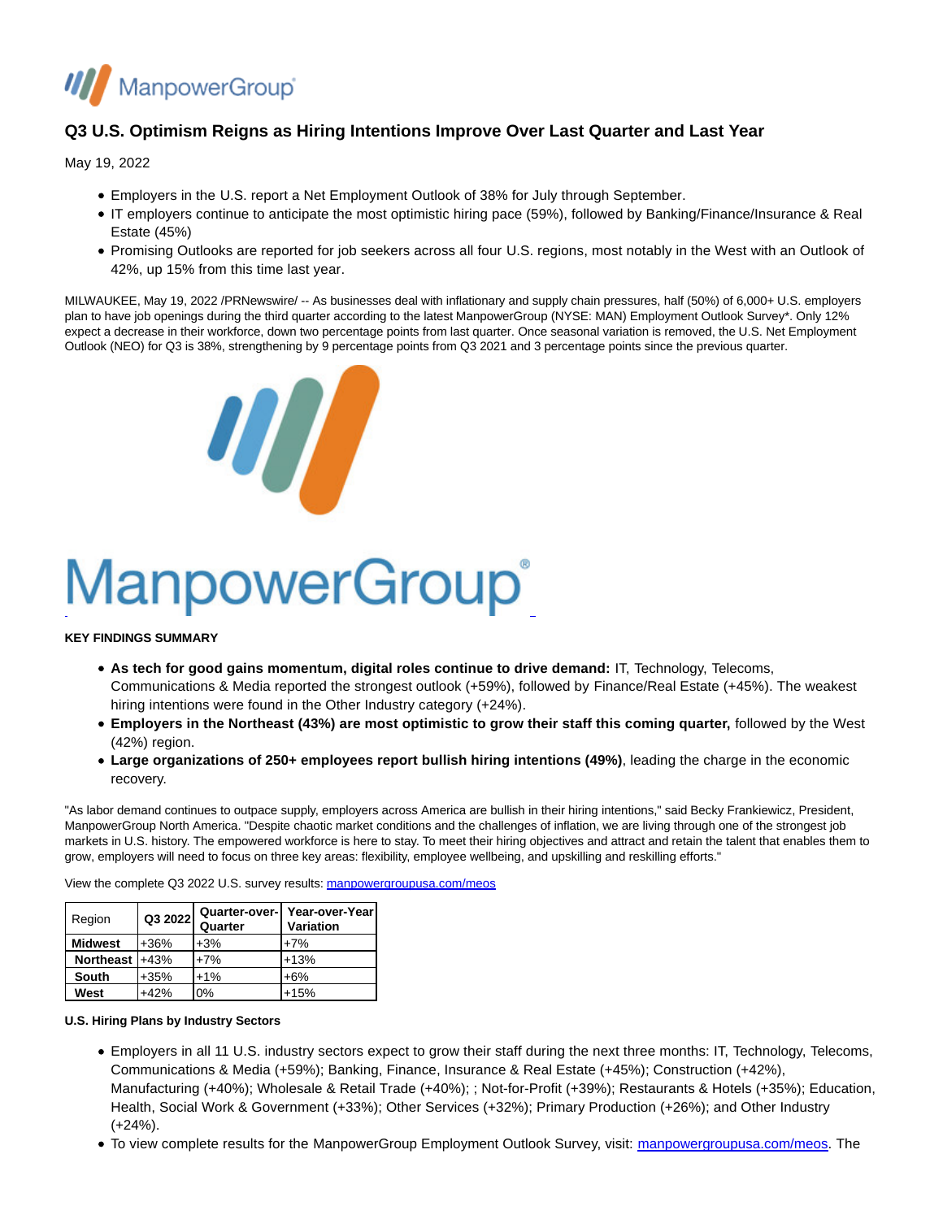# Q3 U.S. Optimism Reigns as Hiring Intentions Improve Over Last Quarter and Last Year

May 19, 2022

- Employers in the U.S. report a Net Employment Outlook of 38% for July through September.
- IT employers continue to anticipate the most optimistic hiring pace (59%), followed by Banking/Finance/Insurance & Real Estate (45%)
- Promising Outlooks are reported for job seekers across all four U.S. regions, most notably in the West with an Outlook of 42%, up 15% from this time last year.

MILWAUKEE, May 19, 2022 /PRNewswire/ -- As businesses deal with inflationary and supply chain pressures, half (50%) of 6,000+ U.S. employers plan to have job openings during the third quarter according to the latest ManpowerGroup (NYSE: MAN) Employment Outlook Survey*. Only 12% expect a decrease in their workforce, down two percentage points from last quarter. Once seasonal variation is removed, the U.S. Net Employment Outlook (NEO) for Q3 is 38%, strengthening by 9 percentage points from Q3 2021 and 3 percentage points since the previous quarter.

**KEY FINDINGS SUMMARY**

- **As tech for good gains momentum, digital roles continue to drive demand:** IT, Technology, Telecoms, Communications & Media reported the strongest outlook (+59%), followed by Finance/Real Estate (+45%). The weakest hiring intentions were found in the Other Industry category (+24%).
- **Employers in the Northeast (43%) are most optimistic to grow their staff this coming quarter,** followed by the West (42%) region.
- **Large organizations of 250+ employees report bullish hiring intentions (49%)**, leading the charge in the economic recovery.

"As labor demand continues to outpace supply, employers across America are bullish in their hiring intentions," said Becky Frankiewicz, President, ManpowerGroup North America. "Despite chaotic market conditions and the challenges of inflation, we are living through one of the strongest job markets in U.S. history. The empowered workforce is here to stay. To meet their hiring objectives and attract and retain the talent that enables them to grow, employers will need to focus on three key areas: flexibility, employee wellbeing, and upskilling and reskilling efforts."

View the complete Q3 2022 U.S. survey results: manpowergroupusa.com/meos

| Region | Q3 2022 | Quarter-over-Quarter | Year-over-Year Variation |
|---|---|---|---|
| **Midwest** | +36% | +3% | +7% |
| **Northeast** | +43% | +7% | +13% |
| **South** | +35% | +1% | +6% |
| **West** | +42% | 0% | +15% |

**U.S. Hiring Plans by Industry Sectors**

- Employers in all 11 U.S. industry sectors expect to grow their staff during the next three months: IT, Technology, Telecoms, Communications & Media (+59%); Banking, Finance, Insurance & Real Estate (+45%); Construction (+42%), Manufacturing (+40%); Wholesale & Retail Trade (+40%); ; Not-for-Profit (+39%); Restaurants & Hotels (+35%); Education, Health, Social Work & Government (+33%); Other Services (+32%); Primary Production (+26%); and Other Industry (+24%).
- To view complete results for the ManpowerGroup Employment Outlook Survey, visit: manpowergroupusa.com/meos. The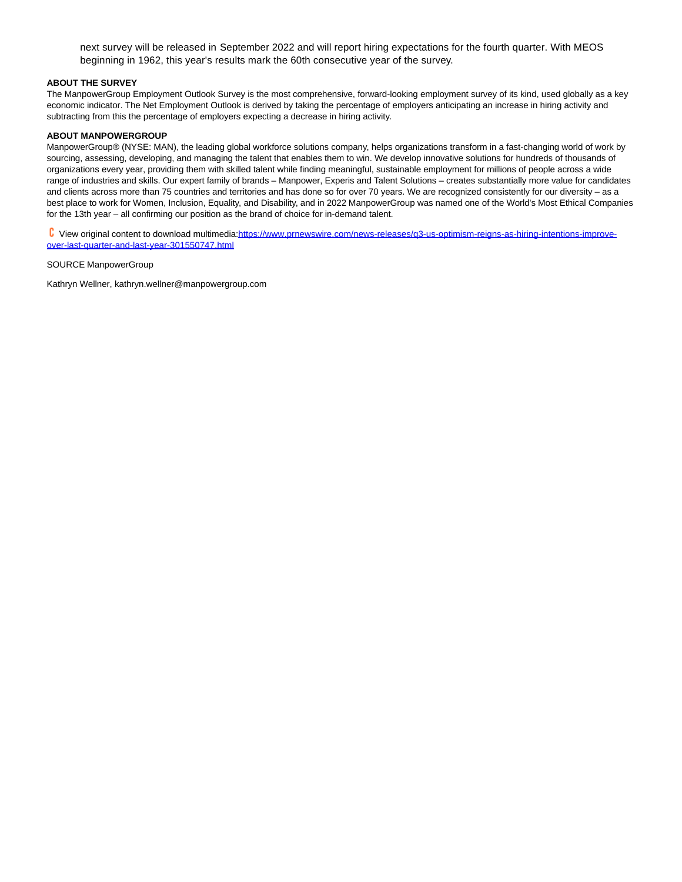next survey will be released in September 2022 and will report hiring expectations for the fourth quarter. With MEOS beginning in 1962, this year's results mark the 60th consecutive year of the survey.

**ABOUT THE SURVEY**

The ManpowerGroup Employment Outlook Survey is the most comprehensive, forward-looking employment survey of its kind, used globally as a key economic indicator. The Net Employment Outlook is derived by taking the percentage of employers anticipating an increase in hiring activity and subtracting from this the percentage of employers expecting a decrease in hiring activity.

**ABOUT MANPOWERGROUP**

ManpowerGroup® (NYSE: MAN), the leading global workforce solutions company, helps organizations transform in a fast-changing world of work by sourcing, assessing, developing, and managing the talent that enables them to win. We develop innovative solutions for hundreds of thousands of organizations every year, providing them with skilled talent while finding meaningful, sustainable employment for millions of people across a wide range of industries and skills. Our expert family of brands – Manpower, Experis and Talent Solutions – creates substantially more value for candidates and clients across more than 75 countries and territories and has done so for over 70 years. We are recognized consistently for our diversity – as a best place to work for Women, Inclusion, Equality, and Disability, and in 2022 ManpowerGroup was named one of the World's Most Ethical Companies for the 13th year – all confirming our position as the brand of choice for in-demand talent.

View original content to download multimedia:https://www.prnewswire.com/news-releases/q3-us-optimism-reigns-as-hiring-intentions-improve-over-last-quarter-and-last-year-301550747.html

SOURCE ManpowerGroup

Kathryn Wellner, kathryn.wellner@manpowergroup.com